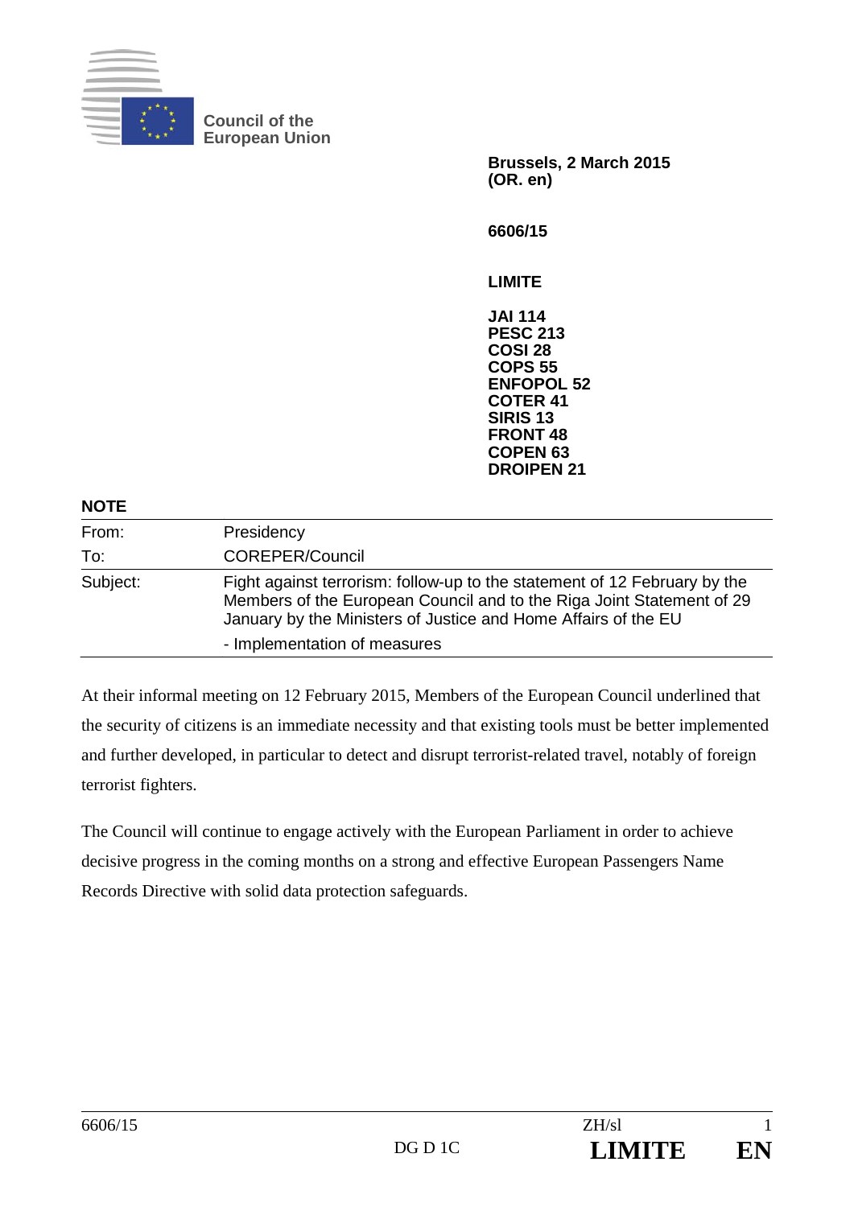**Council of the European Union**

**Brussels, 2 March 2015**
**(OR. en)**

**6606/15**

**LIMITE**

**JAI 114**
**PESC 213**
**COSI 28**
**COPS 55**
**ENFOPOL 52**
**COTER 41**
**SIRIS 13**
**FRONT 48**
**COPEN 63**
**DROIPEN 21**

**NOTE**

| | |
|---|---|
| From: | Presidency |
| To: | COREPER/Council |
| Subject: | Fight against terrorism: follow-up to the statement of 12 February by the Members of the European Council and to the Riga Joint Statement of 29 January by the Ministers of Justice and Home Affairs of the EU<br>- Implementation of measures |

At their informal meeting on 12 February 2015, Members of the European Council underlined that the security of citizens is an immediate necessity and that existing tools must be better implemented and further developed, in particular to detect and disrupt terrorist-related travel, notably of foreign terrorist fighters.

The Council will continue to engage actively with the European Parliament in order to achieve decisive progress in the coming months on a strong and effective European Passengers Name Records Directive with solid data protection safeguards.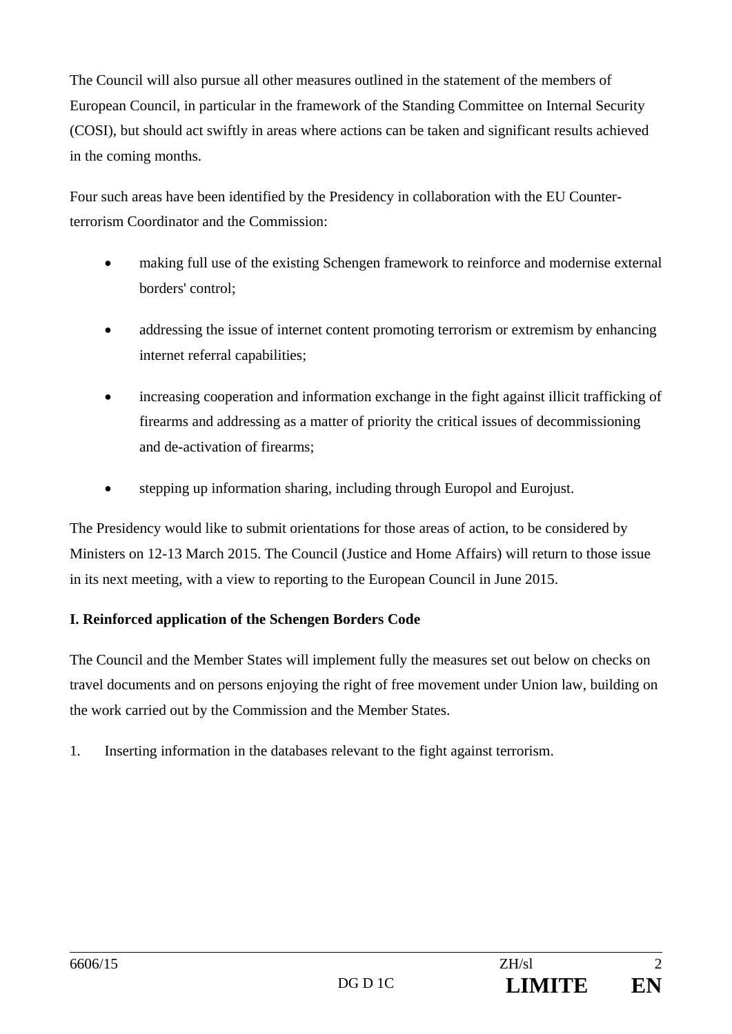The Council will also pursue all other measures outlined in the statement of the members of European Council, in particular in the framework of the Standing Committee on Internal Security (COSI), but should act swiftly in areas where actions can be taken and significant results achieved in the coming months.

Four such areas have been identified by the Presidency in collaboration with the EU Counter-terrorism Coordinator and the Commission:

- making full use of the existing Schengen framework to reinforce and modernise external borders' control;
- addressing the issue of internet content promoting terrorism or extremism by enhancing internet referral capabilities;
- increasing cooperation and information exchange in the fight against illicit trafficking of firearms and addressing as a matter of priority the critical issues of decommissioning and de-activation of firearms;
- stepping up information sharing, including through Europol and Eurojust.

The Presidency would like to submit orientations for those areas of action, to be considered by Ministers on 12-13 March 2015. The Council (Justice and Home Affairs) will return to those issue in its next meeting, with a view to reporting to the European Council in June 2015.

**I. Reinforced application of the Schengen Borders Code**

The Council and the Member States will implement fully the measures set out below on checks on travel documents and on persons enjoying the right of free movement under Union law, building on the work carried out by the Commission and the Member States.

1. Inserting information in the databases relevant to the fight against terrorism.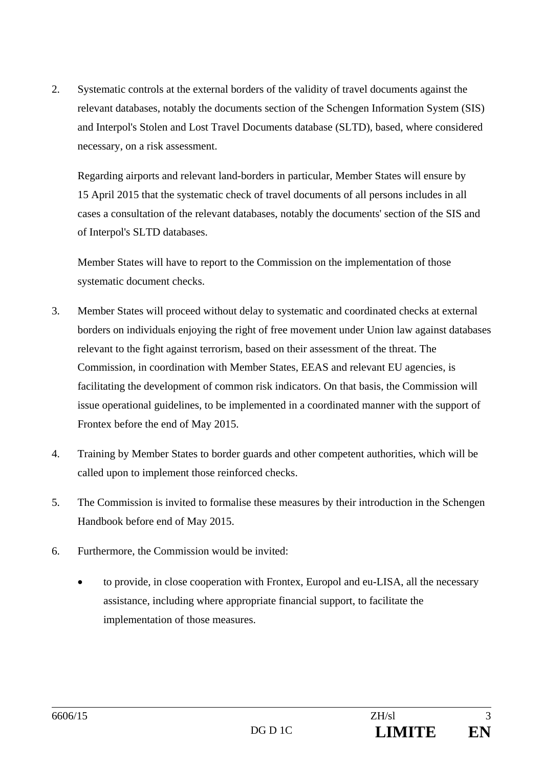2. Systematic controls at the external borders of the validity of travel documents against the relevant databases, notably the documents section of the Schengen Information System (SIS) and Interpol's Stolen and Lost Travel Documents database (SLTD), based, where considered necessary, on a risk assessment.

   Regarding airports and relevant land-borders in particular, Member States will ensure by 15 April 2015 that the systematic check of travel documents of all persons includes in all cases a consultation of the relevant databases, notably the documents' section of the SIS and of Interpol's SLTD databases.

   Member States will have to report to the Commission on the implementation of those systematic document checks.

3. Member States will proceed without delay to systematic and coordinated checks at external borders on individuals enjoying the right of free movement under Union law against databases relevant to the fight against terrorism, based on their assessment of the threat. The Commission, in coordination with Member States, EEAS and relevant EU agencies, is facilitating the development of common risk indicators. On that basis, the Commission will issue operational guidelines, to be implemented in a coordinated manner with the support of Frontex before the end of May 2015.

4. Training by Member States to border guards and other competent authorities, which will be called upon to implement those reinforced checks.

5. The Commission is invited to formalise these measures by their introduction in the Schengen Handbook before end of May 2015.

6. Furthermore, the Commission would be invited:

   - to provide, in close cooperation with Frontex, Europol and eu-LISA, all the necessary assistance, including where appropriate financial support, to facilitate the implementation of those measures.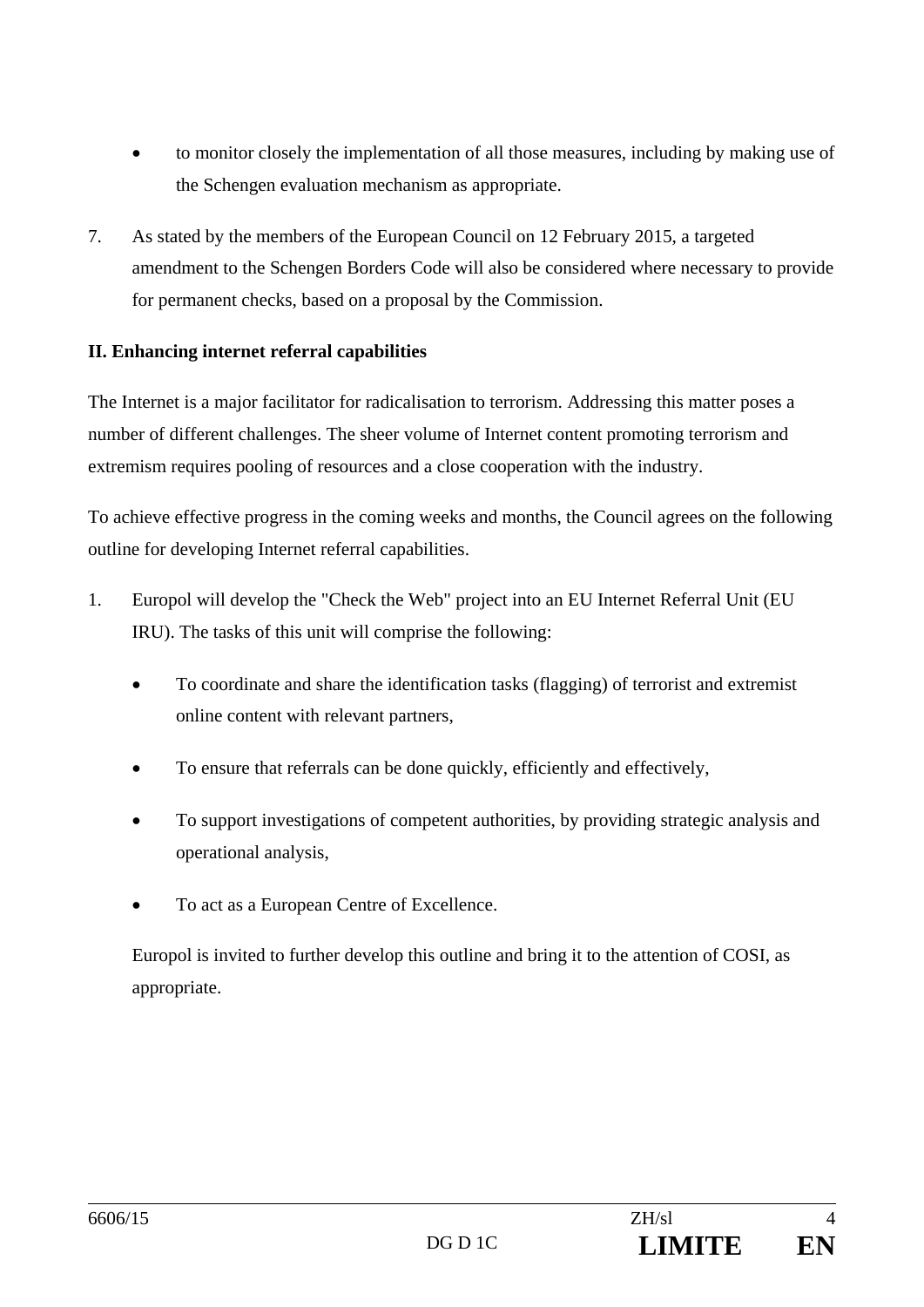- to monitor closely the implementation of all those measures, including by making use of the Schengen evaluation mechanism as appropriate.

7. As stated by the members of the European Council on 12 February 2015, a targeted amendment to the Schengen Borders Code will also be considered where necessary to provide for permanent checks, based on a proposal by the Commission.

**II. Enhancing internet referral capabilities**

The Internet is a major facilitator for radicalisation to terrorism. Addressing this matter poses a number of different challenges. The sheer volume of Internet content promoting terrorism and extremism requires pooling of resources and a close cooperation with the industry.

To achieve effective progress in the coming weeks and months, the Council agrees on the following outline for developing Internet referral capabilities.

1. Europol will develop the "Check the Web" project into an EU Internet Referral Unit (EU IRU). The tasks of this unit will comprise the following:

   - To coordinate and share the identification tasks (flagging) of terrorist and extremist online content with relevant partners,
   - To ensure that referrals can be done quickly, efficiently and effectively,
   - To support investigations of competent authorities, by providing strategic analysis and operational analysis,
   - To act as a European Centre of Excellence.

   Europol is invited to further develop this outline and bring it to the attention of COSI, as appropriate.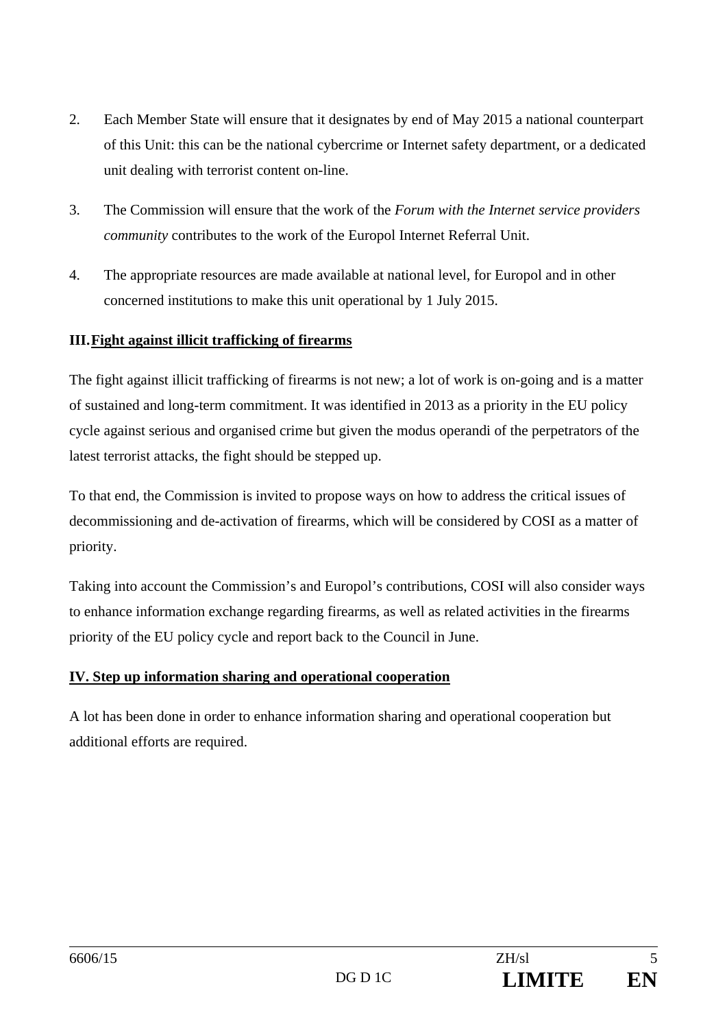2. Each Member State will ensure that it designates by end of May 2015 a national counterpart of this Unit: this can be the national cybercrime or Internet safety department, or a dedicated unit dealing with terrorist content on-line.

3. The Commission will ensure that the work of the *Forum with the Internet service providers community* contributes to the work of the Europol Internet Referral Unit.

4. The appropriate resources are made available at national level, for Europol and in other concerned institutions to make this unit operational by 1 July 2015.

## III. Fight against illicit trafficking of firearms

The fight against illicit trafficking of firearms is not new; a lot of work is on-going and is a matter of sustained and long-term commitment. It was identified in 2013 as a priority in the EU policy cycle against serious and organised crime but given the modus operandi of the perpetrators of the latest terrorist attacks, the fight should be stepped up.

To that end, the Commission is invited to propose ways on how to address the critical issues of decommissioning and de-activation of firearms, which will be considered by COSI as a matter of priority.

Taking into account the Commission's and Europol's contributions, COSI will also consider ways to enhance information exchange regarding firearms, as well as related activities in the firearms priority of the EU policy cycle and report back to the Council in June.

## IV. Step up information sharing and operational cooperation

A lot has been done in order to enhance information sharing and operational cooperation but additional efforts are required.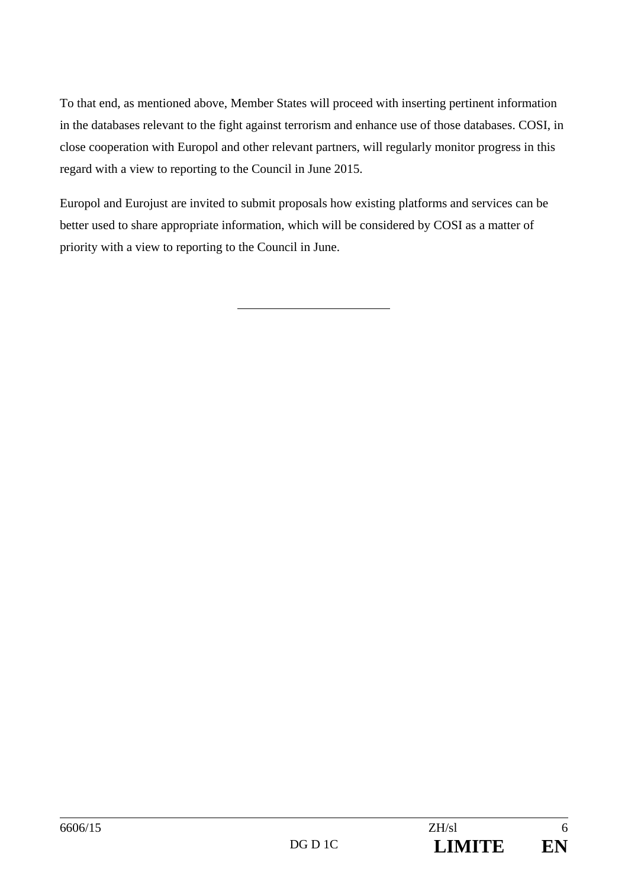To that end, as mentioned above, Member States will proceed with inserting pertinent information in the databases relevant to the fight against terrorism and enhance use of those databases. COSI, in close cooperation with Europol and other relevant partners, will regularly monitor progress in this regard with a view to reporting to the Council in June 2015.

Europol and Eurojust are invited to submit proposals how existing platforms and services can be better used to share appropriate information, which will be considered by COSI as a matter of priority with a view to reporting to the Council in June.

---